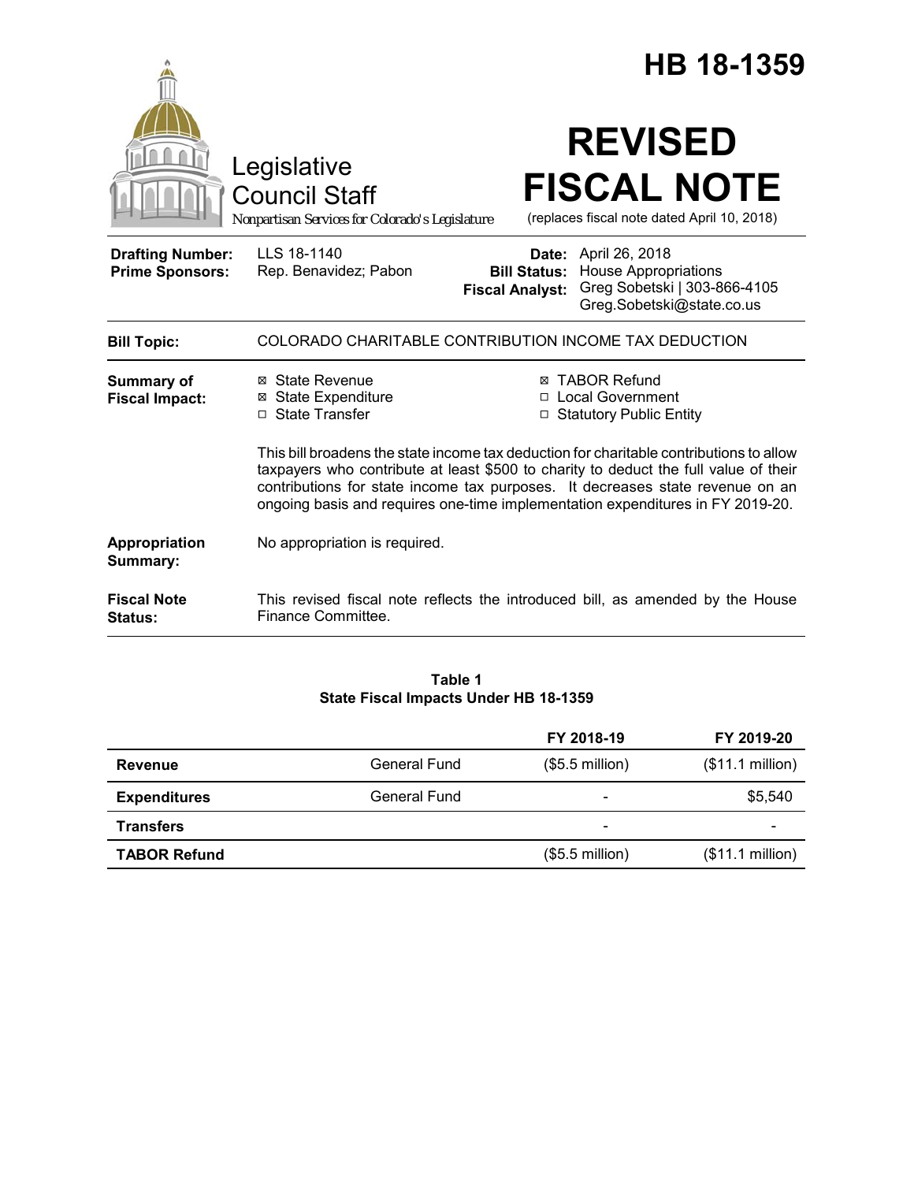# HB 18-1359

Legislative Council Staff

*Nonpartisan Services for Colorado's Legislature*

# REVISED FISCAL NOTE

(replaces fiscal note dated April 10, 2018)

| | | | |
|---|---|---|---|
| **Drafting Number:** | LLS 18-1140 | **Date:** | April 26, 2018 |
| **Prime Sponsors:** | Rep. Benavidez; Pabon | **Bill Status:** | House Appropriations |
| | | **Fiscal Analyst:** | Greg Sobetski \| 303-866-4105 Greg.Sobetski@state.co.us |

**Bill Topic:** COLORADO CHARITABLE CONTRIBUTION INCOME TAX DEDUCTION

**Summary of Fiscal Impact:**

- ☒ State Revenue
- ☒ State Expenditure
- ☐ State Transfer
- ☒ TABOR Refund
- ☐ Local Government
- ☐ Statutory Public Entity

This bill broadens the state income tax deduction for charitable contributions to allow taxpayers who contribute at least $500 to charity to deduct the full value of their contributions for state income tax purposes. It decreases state revenue on an ongoing basis and requires one-time implementation expenditures in FY 2019-20.

**Appropriation Summary:** No appropriation is required.

**Fiscal Note Status:** This revised fiscal note reflects the introduced bill, as amended by the House Finance Committee.

**Table 1**
**State Fiscal Impacts Under HB 18-1359**

| | | FY 2018-19 | FY 2019-20 |
|---|---|---|---|
| **Revenue** | General Fund | ($5.5 million) | ($11.1 million) |
| **Expenditures** | General Fund | - | $5,540 |
| **Transfers** | | - | - |
| **TABOR Refund** | | ($5.5 million) | ($11.1 million) |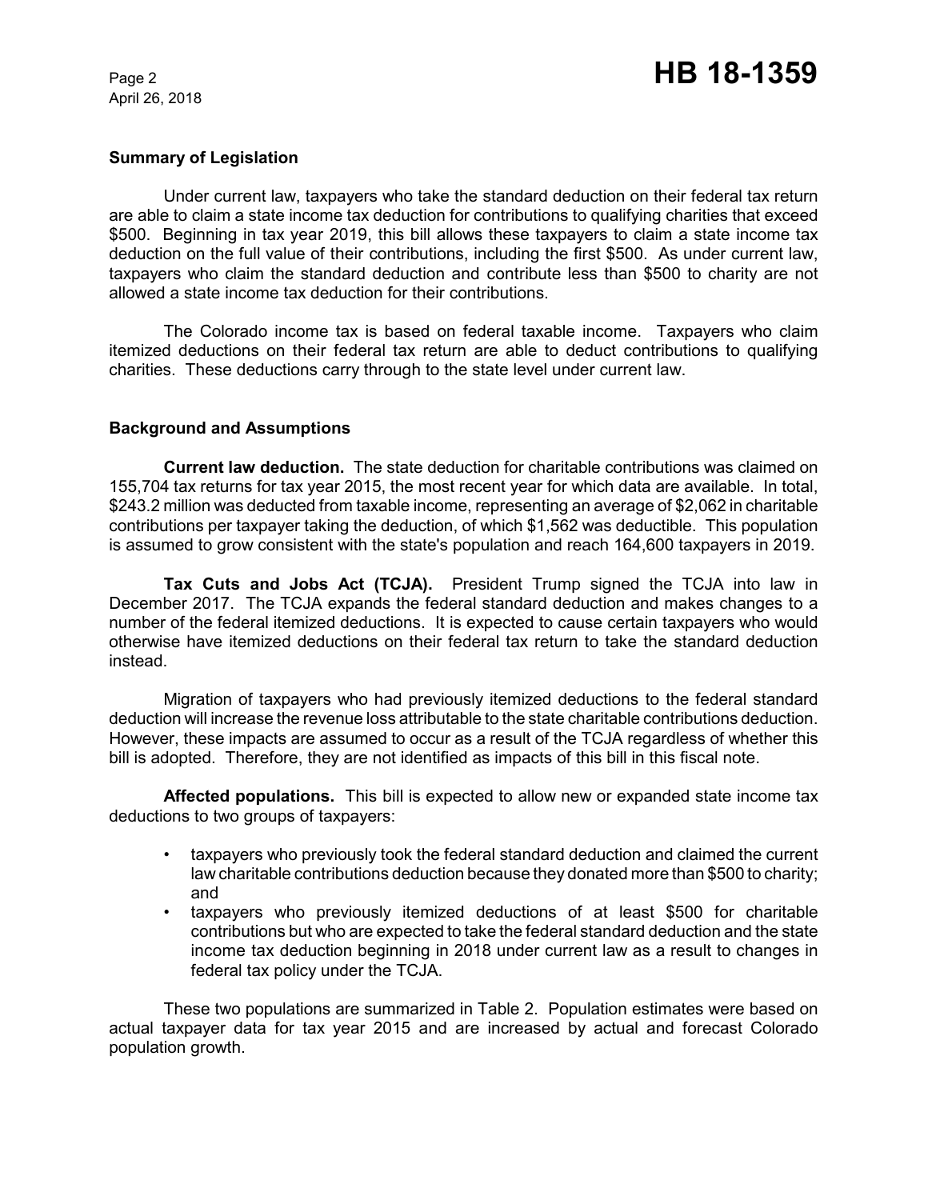### Summary of Legislation

Under current law, taxpayers who take the standard deduction on their federal tax return are able to claim a state income tax deduction for contributions to qualifying charities that exceed $500. Beginning in tax year 2019, this bill allows these taxpayers to claim a state income tax deduction on the full value of their contributions, including the first $500. As under current law, taxpayers who claim the standard deduction and contribute less than $500 to charity are not allowed a state income tax deduction for their contributions.

The Colorado income tax is based on federal taxable income. Taxpayers who claim itemized deductions on their federal tax return are able to deduct contributions to qualifying charities. These deductions carry through to the state level under current law.

### Background and Assumptions

**Current law deduction.** The state deduction for charitable contributions was claimed on 155,704 tax returns for tax year 2015, the most recent year for which data are available. In total, $243.2 million was deducted from taxable income, representing an average of $2,062 in charitable contributions per taxpayer taking the deduction, of which $1,562 was deductible. This population is assumed to grow consistent with the state's population and reach 164,600 taxpayers in 2019.

**Tax Cuts and Jobs Act (TCJA).** President Trump signed the TCJA into law in December 2017. The TCJA expands the federal standard deduction and makes changes to a number of the federal itemized deductions. It is expected to cause certain taxpayers who would otherwise have itemized deductions on their federal tax return to take the standard deduction instead.

Migration of taxpayers who had previously itemized deductions to the federal standard deduction will increase the revenue loss attributable to the state charitable contributions deduction. However, these impacts are assumed to occur as a result of the TCJA regardless of whether this bill is adopted. Therefore, they are not identified as impacts of this bill in this fiscal note.

**Affected populations.** This bill is expected to allow new or expanded state income tax deductions to two groups of taxpayers:

- taxpayers who previously took the federal standard deduction and claimed the current law charitable contributions deduction because they donated more than $500 to charity; and
- taxpayers who previously itemized deductions of at least $500 for charitable contributions but who are expected to take the federal standard deduction and the state income tax deduction beginning in 2018 under current law as a result to changes in federal tax policy under the TCJA.

These two populations are summarized in Table 2. Population estimates were based on actual taxpayer data for tax year 2015 and are increased by actual and forecast Colorado population growth.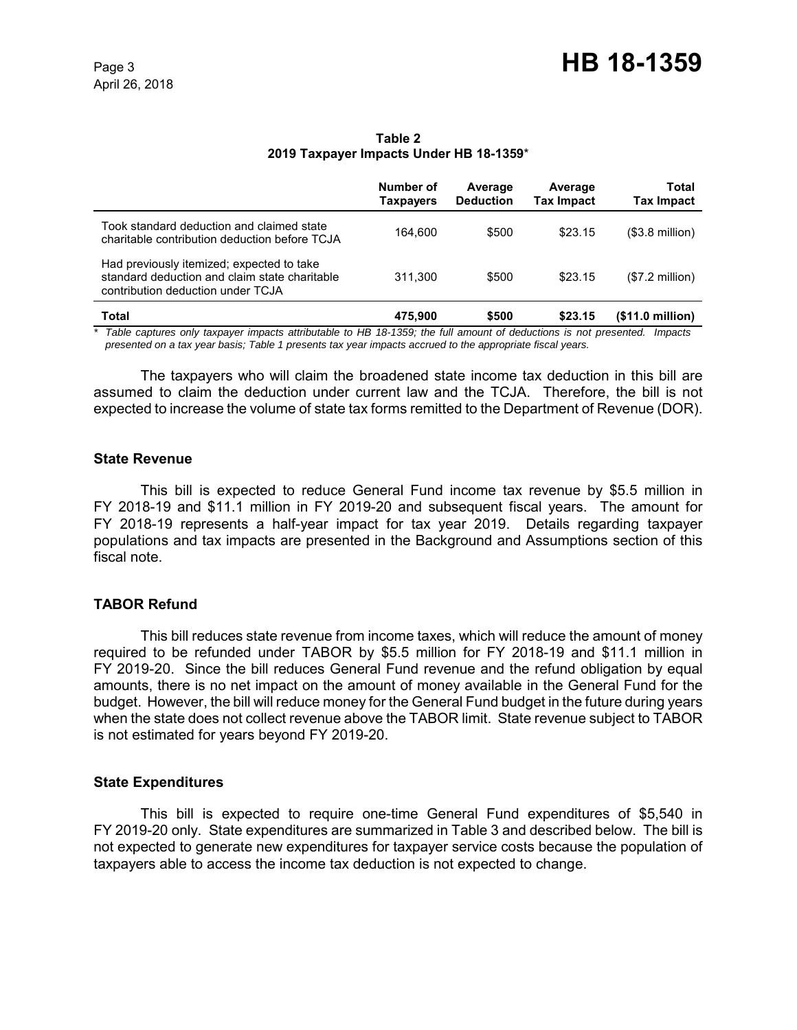**Table 2**
**2019 Taxpayer Impacts Under HB 18-1359***

| | Number of Taxpayers | Average Deduction | Average Tax Impact | Total Tax Impact |
|---|---|---|---|---|
| Took standard deduction and claimed state charitable contribution deduction before TCJA | 164,600 | $500 | $23.15 | ($3.8 million) |
| Had previously itemized; expected to take standard deduction and claim state charitable contribution deduction under TCJA | 311,300 | $500 | $23.15 | ($7.2 million) |
| **Total** | **475,900** | **$500** | **$23.15** | **($11.0 million)** |

*\* Table captures only taxpayer impacts attributable to HB 18-1359; the full amount of deductions is not presented. Impacts presented on a tax year basis; Table 1 presents tax year impacts accrued to the appropriate fiscal years.*

The taxpayers who will claim the broadened state income tax deduction in this bill are assumed to claim the deduction under current law and the TCJA. Therefore, the bill is not expected to increase the volume of state tax forms remitted to the Department of Revenue (DOR).

### State Revenue

This bill is expected to reduce General Fund income tax revenue by $5.5 million in FY 2018-19 and $11.1 million in FY 2019-20 and subsequent fiscal years. The amount for FY 2018-19 represents a half-year impact for tax year 2019. Details regarding taxpayer populations and tax impacts are presented in the Background and Assumptions section of this fiscal note.

### TABOR Refund

This bill reduces state revenue from income taxes, which will reduce the amount of money required to be refunded under TABOR by $5.5 million for FY 2018-19 and $11.1 million in FY 2019-20. Since the bill reduces General Fund revenue and the refund obligation by equal amounts, there is no net impact on the amount of money available in the General Fund for the budget. However, the bill will reduce money for the General Fund budget in the future during years when the state does not collect revenue above the TABOR limit. State revenue subject to TABOR is not estimated for years beyond FY 2019-20.

### State Expenditures

This bill is expected to require one-time General Fund expenditures of $5,540 in FY 2019-20 only. State expenditures are summarized in Table 3 and described below. The bill is not expected to generate new expenditures for taxpayer service costs because the population of taxpayers able to access the income tax deduction is not expected to change.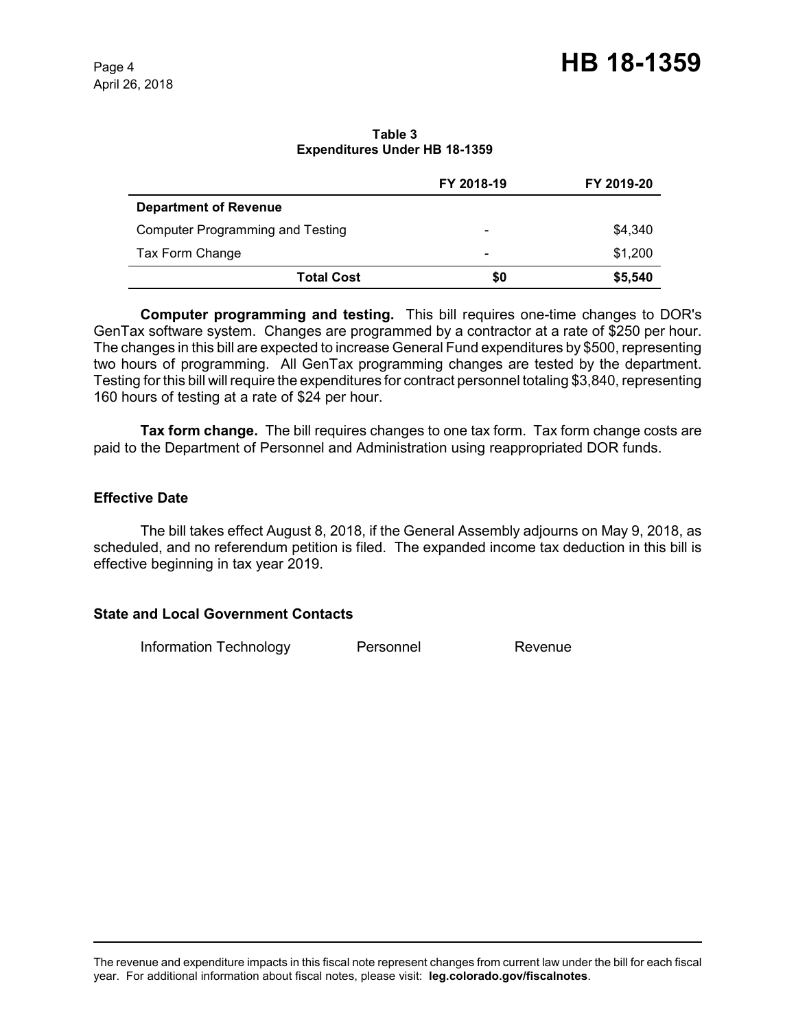**Table 3**
**Expenditures Under HB 18-1359**

| | FY 2018-19 | FY 2019-20 |
|---|---|---|
| **Department of Revenue** | | |
| Computer Programming and Testing | - | $4,340 |
| Tax Form Change | - | $1,200 |
| **Total Cost** | **$0** | **$5,540** |

**Computer programming and testing.** This bill requires one-time changes to DOR's GenTax software system. Changes are programmed by a contractor at a rate of $250 per hour. The changes in this bill are expected to increase General Fund expenditures by $500, representing two hours of programming. All GenTax programming changes are tested by the department. Testing for this bill will require the expenditures for contract personnel totaling $3,840, representing 160 hours of testing at a rate of $24 per hour.

**Tax form change.** The bill requires changes to one tax form. Tax form change costs are paid to the Department of Personnel and Administration using reappropriated DOR funds.

### Effective Date

The bill takes effect August 8, 2018, if the General Assembly adjourns on May 9, 2018, as scheduled, and no referendum petition is filed. The expanded income tax deduction in this bill is effective beginning in tax year 2019.

### State and Local Government Contacts

Information Technology    Personnel    Revenue

The revenue and expenditure impacts in this fiscal note represent changes from current law under the bill for each fiscal year. For additional information about fiscal notes, please visit: **leg.colorado.gov/fiscalnotes**.